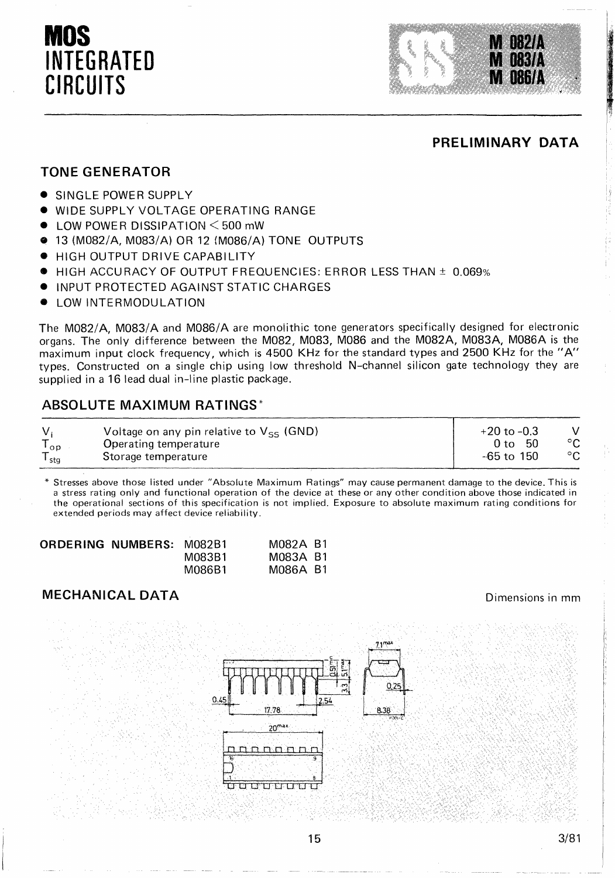# MOS INTEGRATED CIRCUITS

**M 082/A**
**M 083/A**
**M 086/A**

**PRELIMINARY DATA**

## TONE GENERATOR

- SINGLE POWER SUPPLY
- WIDE SUPPLY VOLTAGE OPERATING RANGE
- LOW POWER DISSIPATION < 500 mW
- 13 (M082/A, M083/A) OR 12 (M086/A) TONE OUTPUTS
- HIGH OUTPUT DRIVE CAPABILITY
- HIGH ACCURACY OF OUTPUT FREQUENCIES: ERROR LESS THAN ± 0.069%
- INPUT PROTECTED AGAINST STATIC CHARGES
- LOW INTERMODULATION

The M082/A, M083/A and M086/A are monolithic tone generators specifically designed for electronic organs. The only difference between the M082, M083, M086 and the M082A, M083A, M086A is the maximum input clock frequency, which is 4500 KHz for the standard types and 2500 KHz for the "A" types. Constructed on a single chip using low threshold N-channel silicon gate technology they are supplied in a 16 lead dual in-line plastic package.

## ABSOLUTE MAXIMUM RATINGS*

| | | | |
|---|---|---|---|
| $V_i$ | Voltage on any pin relative to $V_{SS}$ (GND) | +20 to -0.3 | V |
| $T_{op}$ | Operating temperature | 0 to 50 | °C |
| $T_{stg}$ | Storage temperature | -65 to 150 | °C |

\* Stresses above those listed under "Absolute Maximum Ratings" may cause permanent damage to the device. This is a stress rating only and functional operation of the device at these or any other condition above those indicated in the operational sections of this specification is not implied. Exposure to absolute maximum rating conditions for extended periods may affect device reliability.

**ORDERING NUMBERS:**

| | |
|---|---|
| M082B1 | M082A B1 |
| M083B1 | M083A B1 |
| M086B1 | M086A B1 |

## MECHANICAL DATA

Dimensions in mm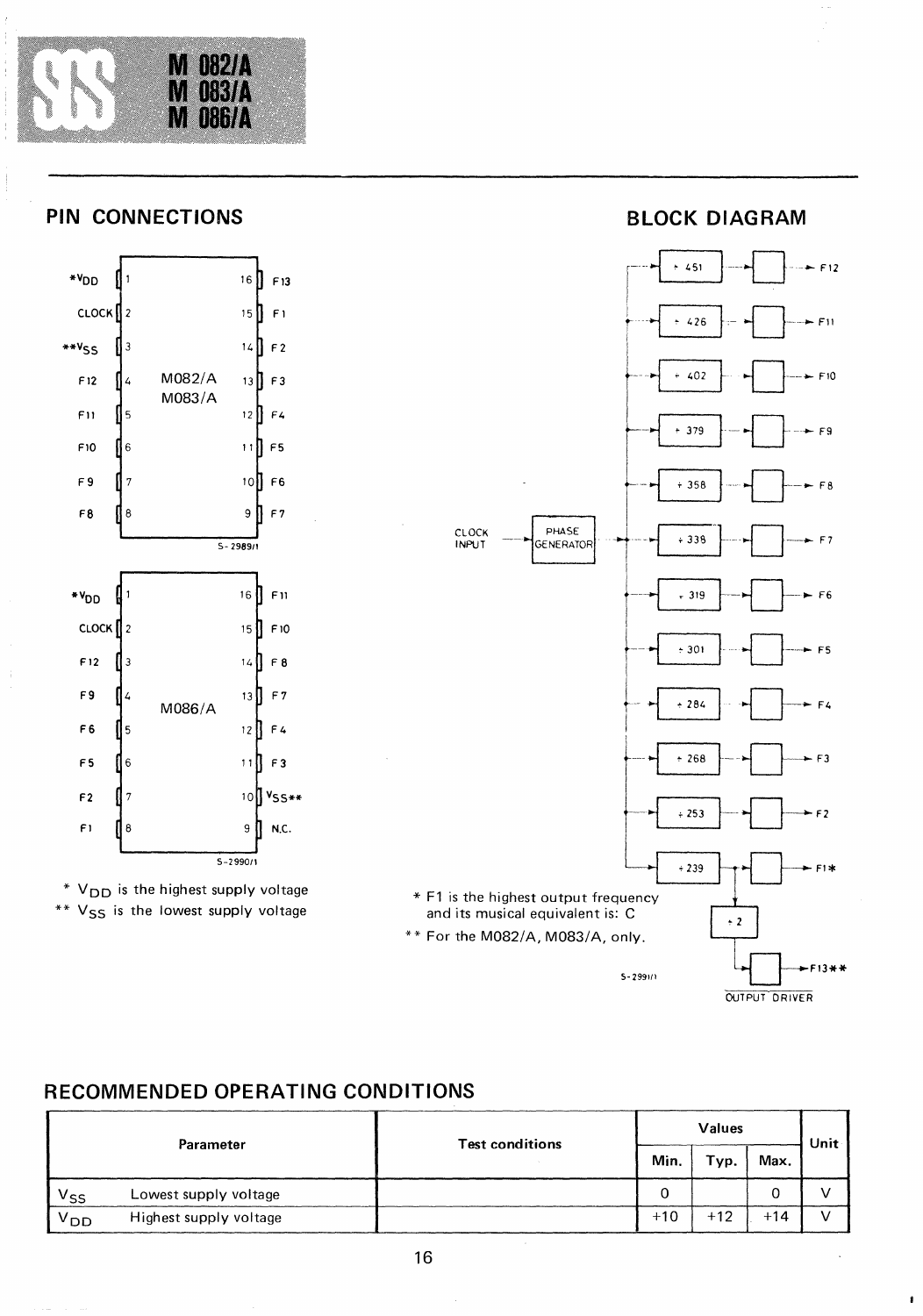# M 082/A
# M 083/A
# M 086/A

## PIN CONNECTIONS

**M082/A, M083/A**

| Pin | Name | Pin | Name |
|---|---|---|---|
| 1 | *$V_{DD}$ | 16 | F13 |
| 2 | CLOCK | 15 | F1 |
| 3 | **$V_{SS}$ | 14 | F2 |
| 4 | F12 | 13 | F3 |
| 5 | F11 | 12 | F4 |
| 6 | F10 | 11 | F5 |
| 7 | F9 | 10 | F6 |
| 8 | F8 | 9 | F7 |

S-2989/1

**M086/A**

| Pin | Name | Pin | Name |
|---|---|---|---|
| 1 | *$V_{DD}$ | 16 | F11 |
| 2 | CLOCK | 15 | F10 |
| 3 | F12 | 14 | F8 |
| 4 | F9 | 13 | F7 |
| 5 | F6 | 12 | F4 |
| 6 | F5 | 11 | F3 |
| 7 | F2 | 10 | $V_{SS}$** |
| 8 | F1 | 9 | N.C. |

S-2990/1

\* $V_{DD}$ is the highest supply voltage
** $V_{SS}$ is the lowest supply voltage

## BLOCK DIAGRAM

CLOCK INPUT → PHASE GENERATOR → dividers → output drivers:

| Divider | Output |
|---|---|
| ÷ 451 | F12 |
| ÷ 426 | F11 |
| ÷ 402 | F10 |
| ÷ 379 | F9 |
| ÷ 358 | F8 |
| ÷ 338 | F7 |
| ÷ 319 | F6 |
| ÷ 301 | F5 |
| ÷ 284 | F4 |
| ÷ 268 | F3 |
| ÷ 253 | F2 |
| ÷ 239 | F1* |
| ÷ 239, ÷ 2 | F13** |

OUTPUT DRIVER

\* F1 is the highest output frequency and its musical equivalent is: C
** For the M082/A, M083/A, only.

S-2991/1

## RECOMMENDED OPERATING CONDITIONS

| Parameter | | Test conditions | Values | | | Unit |
|---|---|---|---|---|---|---|
| | | | Min. | Typ. | Max. | |
| $V_{SS}$ | Lowest supply voltage | | 0 | | 0 | V |
| $V_{DD}$ | Highest supply voltage | | +10 | +12 | +14 | V |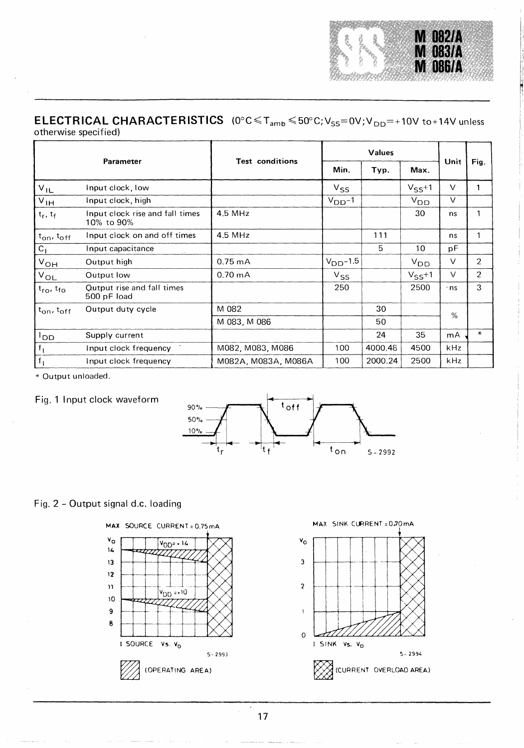## ELECTRICAL CHARACTERISTICS

($0°C \leq T_{amb} \leq 50°C$; $V_{SS}=0V$; $V_{DD}=+10V$ to $+14V$ unless otherwise specified)

| Parameter | | Test conditions | Values | | | Unit | Fig. |
|---|---|---|---|---|---|---|---|
| | | | Min. | Typ. | Max. | | |
| $V_{IL}$ | Input clock, low | | $V_{SS}$ | | $V_{SS}+1$ | V | 1 |
| $V_{IH}$ | Input clock, high | | $V_{DD}-1$ | | $V_{DD}$ | V | |
| $t_r$, $t_f$ | Input clock rise and fall times 10% to 90% | 4.5 MHz | | | 30 | ns | 1 |
| $t_{on}$, $t_{off}$ | Input clock on and off times | 4.5 MHz | | 111 | | ns | 1 |
| $C_I$ | Input capacitance | | | 5 | 10 | pF | |
| $V_{OH}$ | Output high | 0.75 mA | $V_{DD}-1.5$ | | $V_{DD}$ | V | 2 |
| $V_{OL}$ | Output low | 0.70 mA | $V_{SS}$ | | $V_{SS}+1$ | V | 2 |
| $t_{ro}$, $t_{fo}$ | Output rise and fall times 500 pF load | | 250 | | 2500 | ns | 3 |
| $t_{on}$, $t_{off}$ | Output duty cycle | M 082 | | 30 | | % | |
| | | M 083, M 086 | | 50 | | | |
| $I_{DD}$ | Supply current | | | 24 | 35 | mA | * |
| $f_I$ | Input clock frequency | M082, M083, M086 | 100 | 4000.48 | 4500 | kHz | |
| $f_I$ | Input clock frequency | M082A, M083A, M086A | 100 | 2000.24 | 2500 | kHz | |

\* Output unloaded.

Fig. 1 Input clock waveform

Fig. 2 - Output signal d.c. loading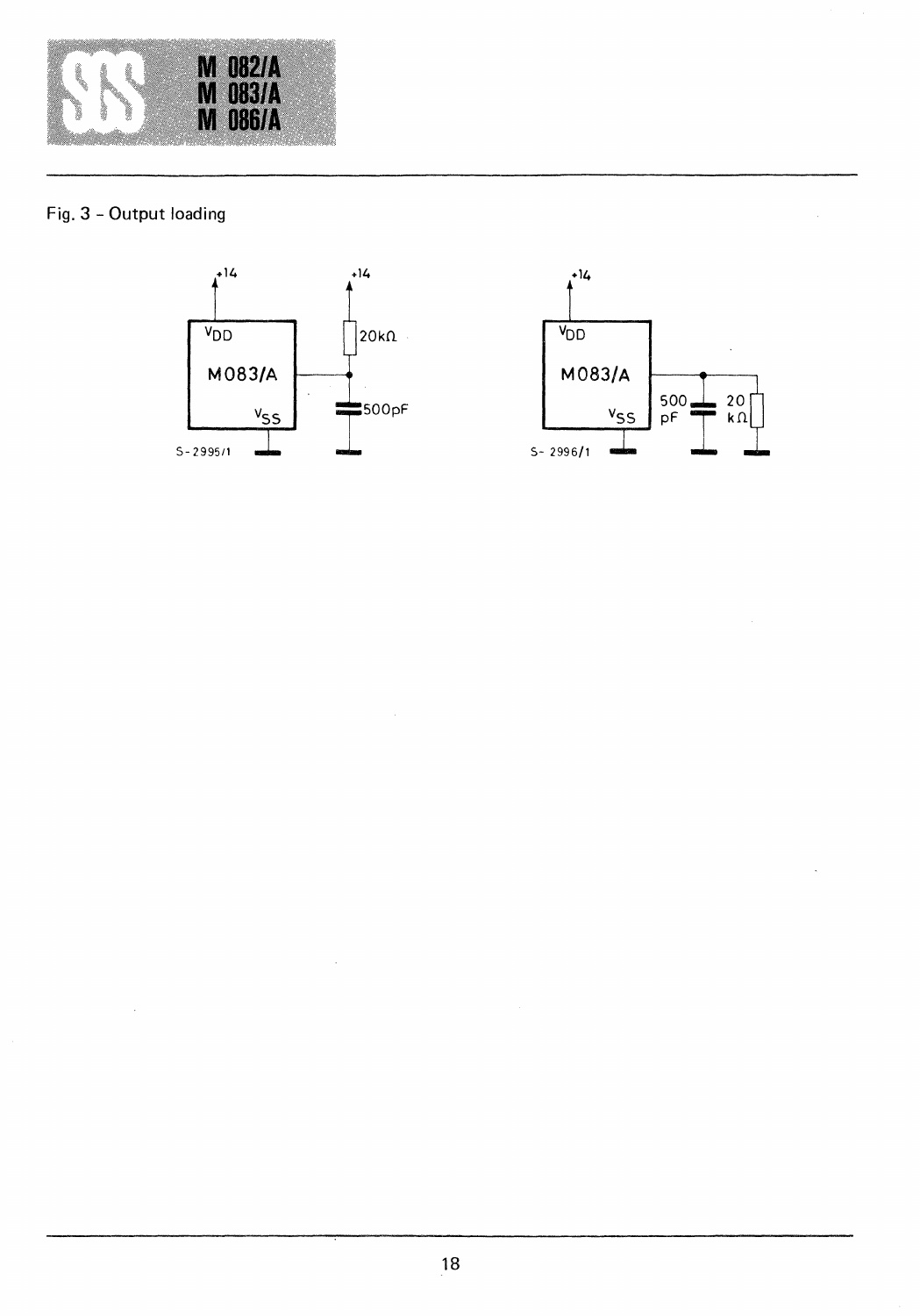Fig. 3 - Output loading

+14

+14

$V_{DD}$

M083/A

$V_{SS}$

20kΩ

500pF

S-2995/1

+14

$V_{DD}$

M083/A

$V_{SS}$

500 pF

20 kΩ

S- 2996/1